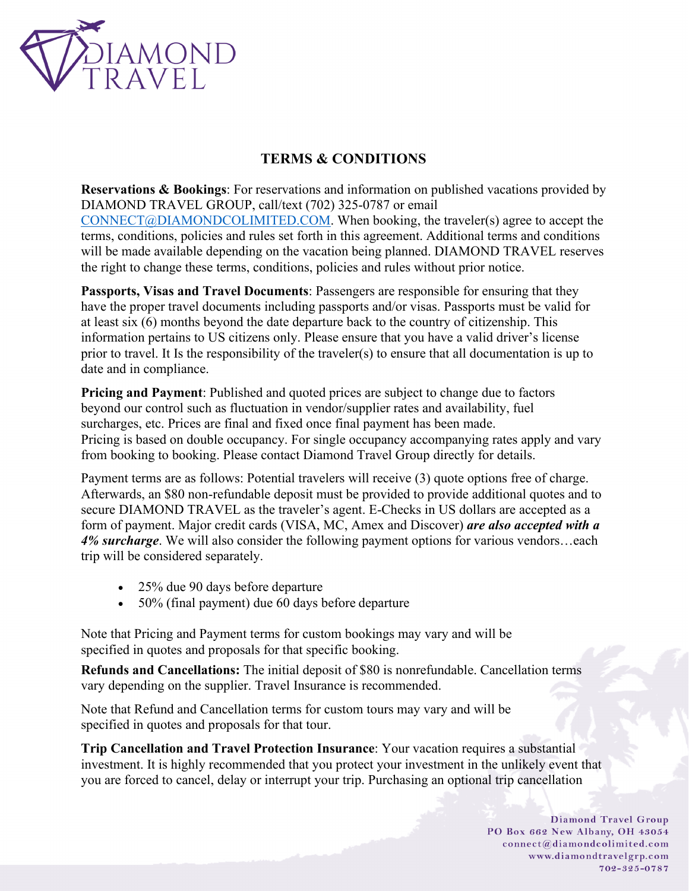# TERMS & CONDITIONS

**Reservations & Bookings**: For reservations and information on published vacations provided by DIAMOND TRAVEL GROUP, call/text (702) 325-0787 or email CONNECT@DIAMONDCOLIMITED.COM. When booking, the traveler(s) agree to accept the terms, conditions, policies and rules set forth in this agreement. Additional terms and conditions will be made available depending on the vacation being planned. DIAMOND TRAVEL reserves the right to change these terms, conditions, policies and rules without prior notice.

**Passports, Visas and Travel Documents**: Passengers are responsible for ensuring that they have the proper travel documents including passports and/or visas. Passports must be valid for at least six (6) months beyond the date departure back to the country of citizenship. This information pertains to US citizens only. Please ensure that you have a valid driver's license prior to travel. It Is the responsibility of the traveler(s) to ensure that all documentation is up to date and in compliance.

**Pricing and Payment**: Published and quoted prices are subject to change due to factors beyond our control such as fluctuation in vendor/supplier rates and availability, fuel surcharges, etc. Prices are final and fixed once final payment has been made. Pricing is based on double occupancy. For single occupancy accompanying rates apply and vary from booking to booking. Please contact Diamond Travel Group directly for details.

Payment terms are as follows: Potential travelers will receive (3) quote options free of charge. Afterwards, an $80 non-refundable deposit must be provided to provide additional quotes and to secure DIAMOND TRAVEL as the traveler's agent. E-Checks in US dollars are accepted as a form of payment. Major credit cards (VISA, MC, Amex and Discover) ***are also accepted with a 4% surcharge***. We will also consider the following payment options for various vendors…each trip will be considered separately.

- 25% due 90 days before departure
- 50% (final payment) due 60 days before departure

Note that Pricing and Payment terms for custom bookings may vary and will be specified in quotes and proposals for that specific booking.

**Refunds and Cancellations:** The initial deposit of $80 is nonrefundable. Cancellation terms vary depending on the supplier. Travel Insurance is recommended.

Note that Refund and Cancellation terms for custom tours may vary and will be specified in quotes and proposals for that tour.

**Trip Cancellation and Travel Protection Insurance**: Your vacation requires a substantial investment. It is highly recommended that you protect your investment in the unlikely event that you are forced to cancel, delay or interrupt your trip. Purchasing an optional trip cancellation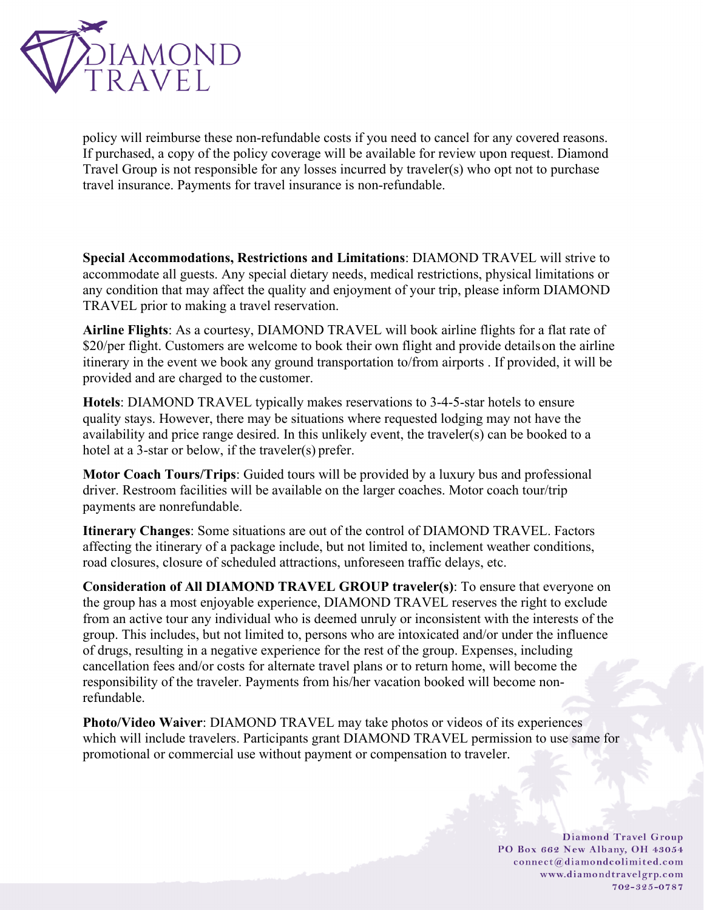policy will reimburse these non-refundable costs if you need to cancel for any covered reasons. If purchased, a copy of the policy coverage will be available for review upon request. Diamond Travel Group is not responsible for any losses incurred by traveler(s) who opt not to purchase travel insurance. Payments for travel insurance is non-refundable.

**Special Accommodations, Restrictions and Limitations**: DIAMOND TRAVEL will strive to accommodate all guests. Any special dietary needs, medical restrictions, physical limitations or any condition that may affect the quality and enjoyment of your trip, please inform DIAMOND TRAVEL prior to making a travel reservation.

**Airline Flights**: As a courtesy, DIAMOND TRAVEL will book airline flights for a flat rate of $20/per flight. Customers are welcome to book their own flight and provide details on the airline itinerary in the event we book any ground transportation to/from airports . If provided, it will be provided and are charged to the customer.

**Hotels**: DIAMOND TRAVEL typically makes reservations to 3-4-5-star hotels to ensure quality stays. However, there may be situations where requested lodging may not have the availability and price range desired. In this unlikely event, the traveler(s) can be booked to a hotel at a 3-star or below, if the traveler(s) prefer.

**Motor Coach Tours/Trips**: Guided tours will be provided by a luxury bus and professional driver. Restroom facilities will be available on the larger coaches. Motor coach tour/trip payments are nonrefundable.

**Itinerary Changes**: Some situations are out of the control of DIAMOND TRAVEL. Factors affecting the itinerary of a package include, but not limited to, inclement weather conditions, road closures, closure of scheduled attractions, unforeseen traffic delays, etc.

**Consideration of All DIAMOND TRAVEL GROUP traveler(s)**: To ensure that everyone on the group has a most enjoyable experience, DIAMOND TRAVEL reserves the right to exclude from an active tour any individual who is deemed unruly or inconsistent with the interests of the group. This includes, but not limited to, persons who are intoxicated and/or under the influence of drugs, resulting in a negative experience for the rest of the group. Expenses, including cancellation fees and/or costs for alternate travel plans or to return home, will become the responsibility of the traveler. Payments from his/her vacation booked will become non-refundable.

**Photo/Video Waiver**: DIAMOND TRAVEL may take photos or videos of its experiences which will include travelers. Participants grant DIAMOND TRAVEL permission to use same for promotional or commercial use without payment or compensation to traveler.